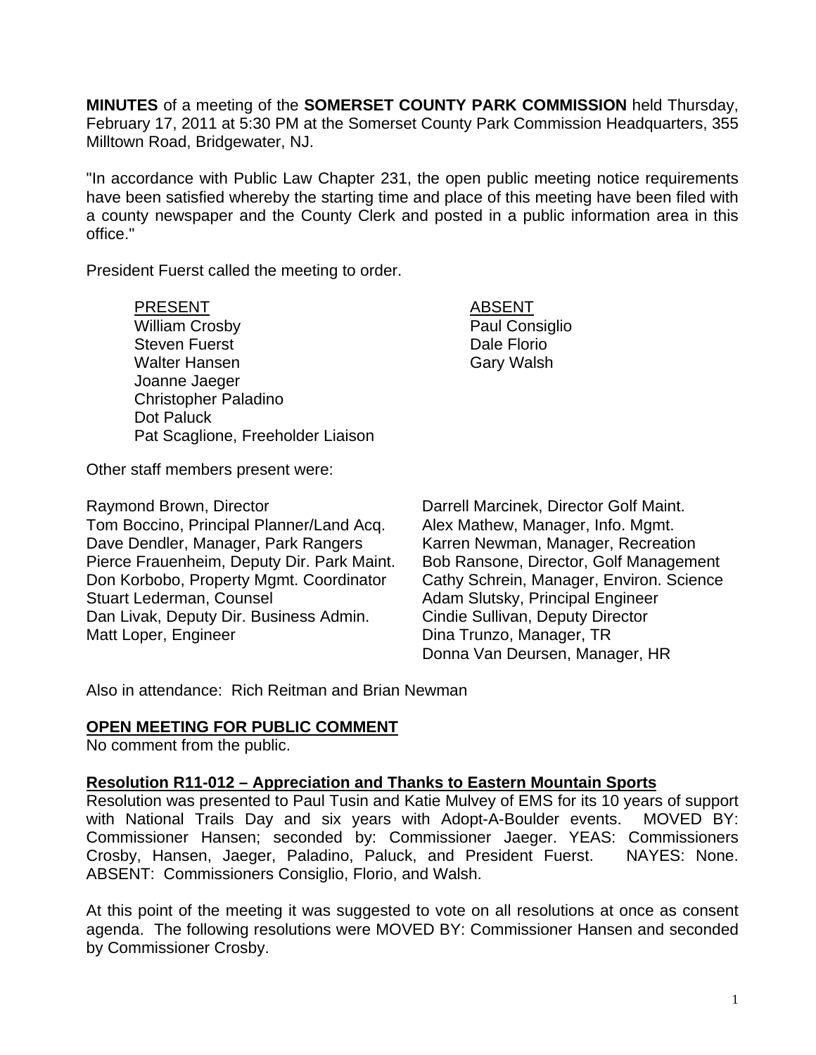**MINUTES** of a meeting of the **SOMERSET COUNTY PARK COMMISSION** held Thursday, February 17, 2011 at 5:30 PM at the Somerset County Park Commission Headquarters, 355 Milltown Road, Bridgewater, NJ.

"In accordance with Public Law Chapter 231, the open public meeting notice requirements have been satisfied whereby the starting time and place of this meeting have been filed with a county newspaper and the County Clerk and posted in a public information area in this office."

President Fuerst called the meeting to order.

| PRESENT | ABSENT |
|---|---|
| William Crosby | Paul Consiglio |
| Steven Fuerst | Dale Florio |
| Walter Hansen | Gary Walsh |
| Joanne Jaeger | |
| Christopher Paladino | |
| Dot Paluck | |
| Pat Scaglione, Freeholder Liaison | |

Other staff members present were:

Raymond Brown, Director
Tom Boccino, Principal Planner/Land Acq.
Dave Dendler, Manager, Park Rangers
Pierce Frauenheim, Deputy Dir. Park Maint.
Don Korbobo, Property Mgmt. Coordinator
Stuart Lederman, Counsel
Dan Livak, Deputy Dir. Business Admin.
Matt Loper, Engineer
Darrell Marcinek, Director Golf Maint.
Alex Mathew, Manager, Info. Mgmt.
Karren Newman, Manager, Recreation
Bob Ransone, Director, Golf Management
Cathy Schrein, Manager, Environ. Science
Adam Slutsky, Principal Engineer
Cindie Sullivan, Deputy Director
Dina Trunzo, Manager, TR
Donna Van Deursen, Manager, HR

Also in attendance: Rich Reitman and Brian Newman

**OPEN MEETING FOR PUBLIC COMMENT**

No comment from the public.

**Resolution R11-012 – Appreciation and Thanks to Eastern Mountain Sports**

Resolution was presented to Paul Tusin and Katie Mulvey of EMS for its 10 years of support with National Trails Day and six years with Adopt-A-Boulder events. MOVED BY: Commissioner Hansen; seconded by: Commissioner Jaeger. YEAS: Commissioners Crosby, Hansen, Jaeger, Paladino, Paluck, and President Fuerst. NAYES: None. ABSENT: Commissioners Consiglio, Florio, and Walsh.

At this point of the meeting it was suggested to vote on all resolutions at once as consent agenda. The following resolutions were MOVED BY: Commissioner Hansen and seconded by Commissioner Crosby.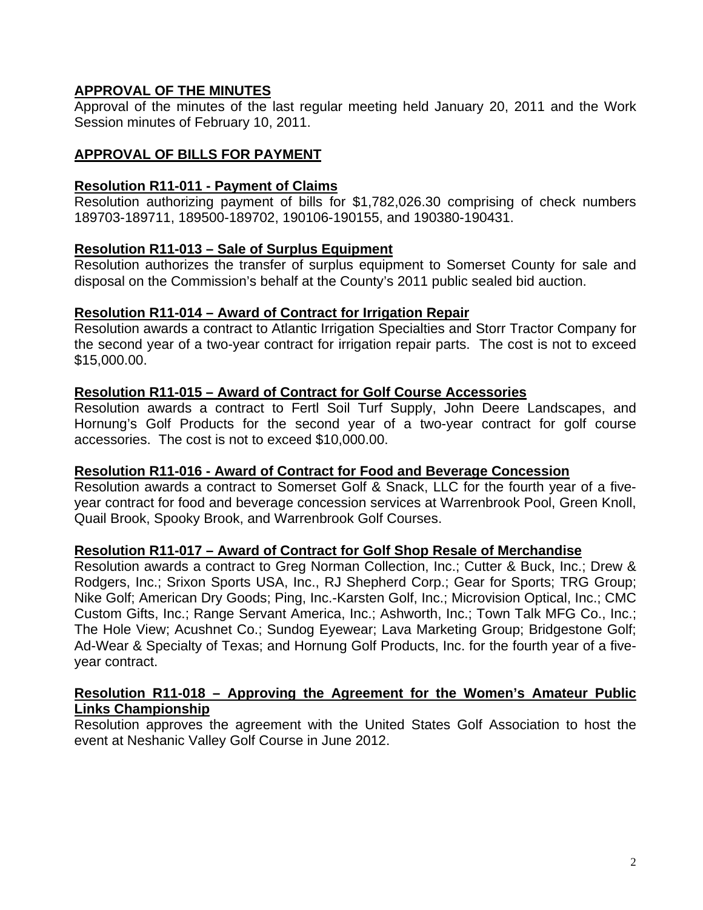## APPROVAL OF THE MINUTES

Approval of the minutes of the last regular meeting held January 20, 2011 and the Work Session minutes of February 10, 2011.

## APPROVAL OF BILLS FOR PAYMENT

### Resolution R11-011 - Payment of Claims

Resolution authorizing payment of bills for $1,782,026.30 comprising of check numbers 189703-189711, 189500-189702, 190106-190155, and 190380-190431.

### Resolution R11-013 – Sale of Surplus Equipment

Resolution authorizes the transfer of surplus equipment to Somerset County for sale and disposal on the Commission's behalf at the County's 2011 public sealed bid auction.

### Resolution R11-014 – Award of Contract for Irrigation Repair

Resolution awards a contract to Atlantic Irrigation Specialties and Storr Tractor Company for the second year of a two-year contract for irrigation repair parts. The cost is not to exceed $15,000.00.

### Resolution R11-015 – Award of Contract for Golf Course Accessories

Resolution awards a contract to Fertl Soil Turf Supply, John Deere Landscapes, and Hornung's Golf Products for the second year of a two-year contract for golf course accessories. The cost is not to exceed $10,000.00.

### Resolution R11-016 - Award of Contract for Food and Beverage Concession

Resolution awards a contract to Somerset Golf & Snack, LLC for the fourth year of a five-year contract for food and beverage concession services at Warrenbrook Pool, Green Knoll, Quail Brook, Spooky Brook, and Warrenbrook Golf Courses.

### Resolution R11-017 – Award of Contract for Golf Shop Resale of Merchandise

Resolution awards a contract to Greg Norman Collection, Inc.; Cutter & Buck, Inc.; Drew & Rodgers, Inc.; Srixon Sports USA, Inc., RJ Shepherd Corp.; Gear for Sports; TRG Group; Nike Golf; American Dry Goods; Ping, Inc.-Karsten Golf, Inc.; Microvision Optical, Inc.; CMC Custom Gifts, Inc.; Range Servant America, Inc.; Ashworth, Inc.; Town Talk MFG Co., Inc.; The Hole View; Acushnet Co.; Sundog Eyewear; Lava Marketing Group; Bridgestone Golf; Ad-Wear & Specialty of Texas; and Hornung Golf Products, Inc. for the fourth year of a five-year contract.

### Resolution R11-018 – Approving the Agreement for the Women's Amateur Public Links Championship

Resolution approves the agreement with the United States Golf Association to host the event at Neshanic Valley Golf Course in June 2012.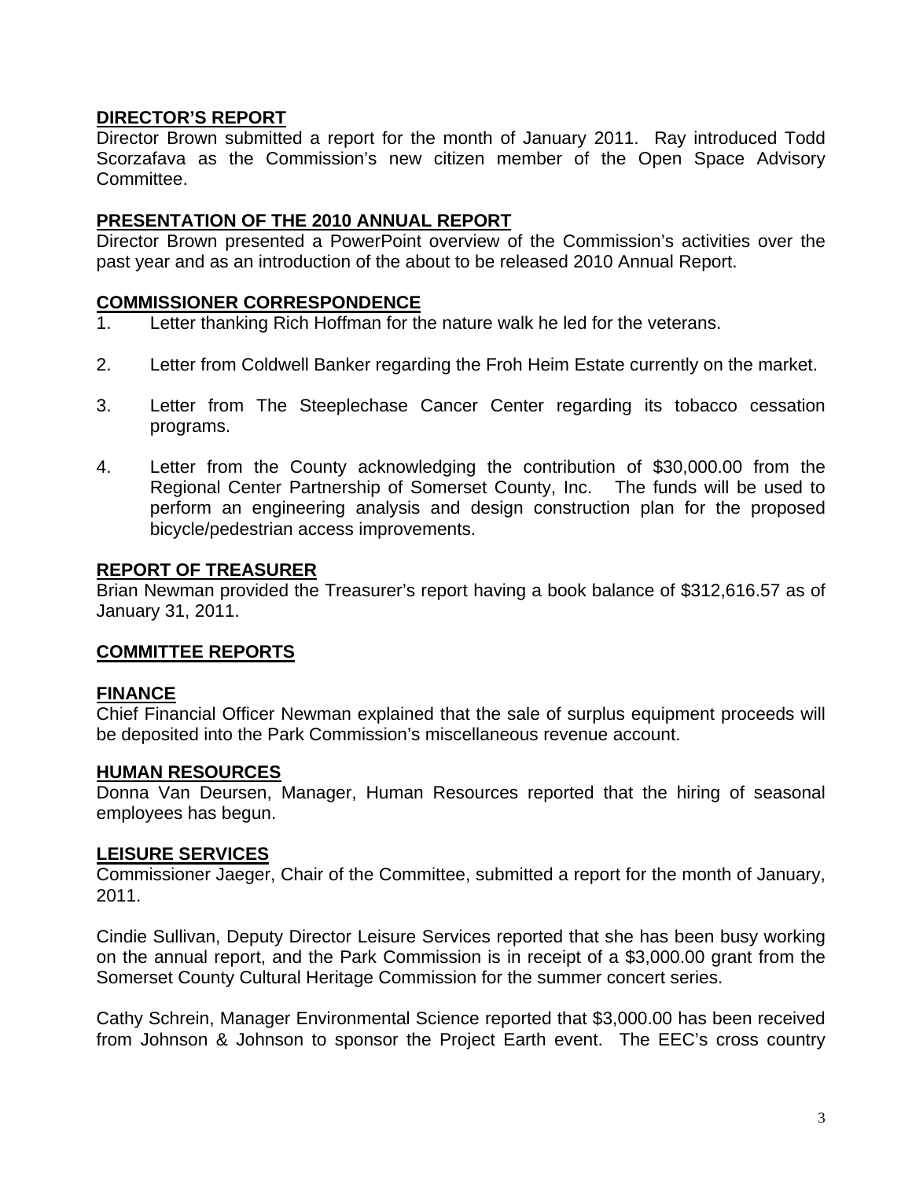## DIRECTOR'S REPORT

Director Brown submitted a report for the month of January 2011. Ray introduced Todd Scorzafava as the Commission's new citizen member of the Open Space Advisory Committee.

## PRESENTATION OF THE 2010 ANNUAL REPORT

Director Brown presented a PowerPoint overview of the Commission's activities over the past year and as an introduction of the about to be released 2010 Annual Report.

## COMMISSIONER CORRESPONDENCE

1. Letter thanking Rich Hoffman for the nature walk he led for the veterans.

2. Letter from Coldwell Banker regarding the Froh Heim Estate currently on the market.

3. Letter from The Steeplechase Cancer Center regarding its tobacco cessation programs.

4. Letter from the County acknowledging the contribution of $30,000.00 from the Regional Center Partnership of Somerset County, Inc. The funds will be used to perform an engineering analysis and design construction plan for the proposed bicycle/pedestrian access improvements.

## REPORT OF TREASURER

Brian Newman provided the Treasurer's report having a book balance of $312,616.57 as of January 31, 2011.

## COMMITTEE REPORTS

### FINANCE

Chief Financial Officer Newman explained that the sale of surplus equipment proceeds will be deposited into the Park Commission's miscellaneous revenue account.

### HUMAN RESOURCES

Donna Van Deursen, Manager, Human Resources reported that the hiring of seasonal employees has begun.

### LEISURE SERVICES

Commissioner Jaeger, Chair of the Committee, submitted a report for the month of January, 2011.

Cindie Sullivan, Deputy Director Leisure Services reported that she has been busy working on the annual report, and the Park Commission is in receipt of a $3,000.00 grant from the Somerset County Cultural Heritage Commission for the summer concert series.

Cathy Schrein, Manager Environmental Science reported that $3,000.00 has been received from Johnson & Johnson to sponsor the Project Earth event. The EEC's cross country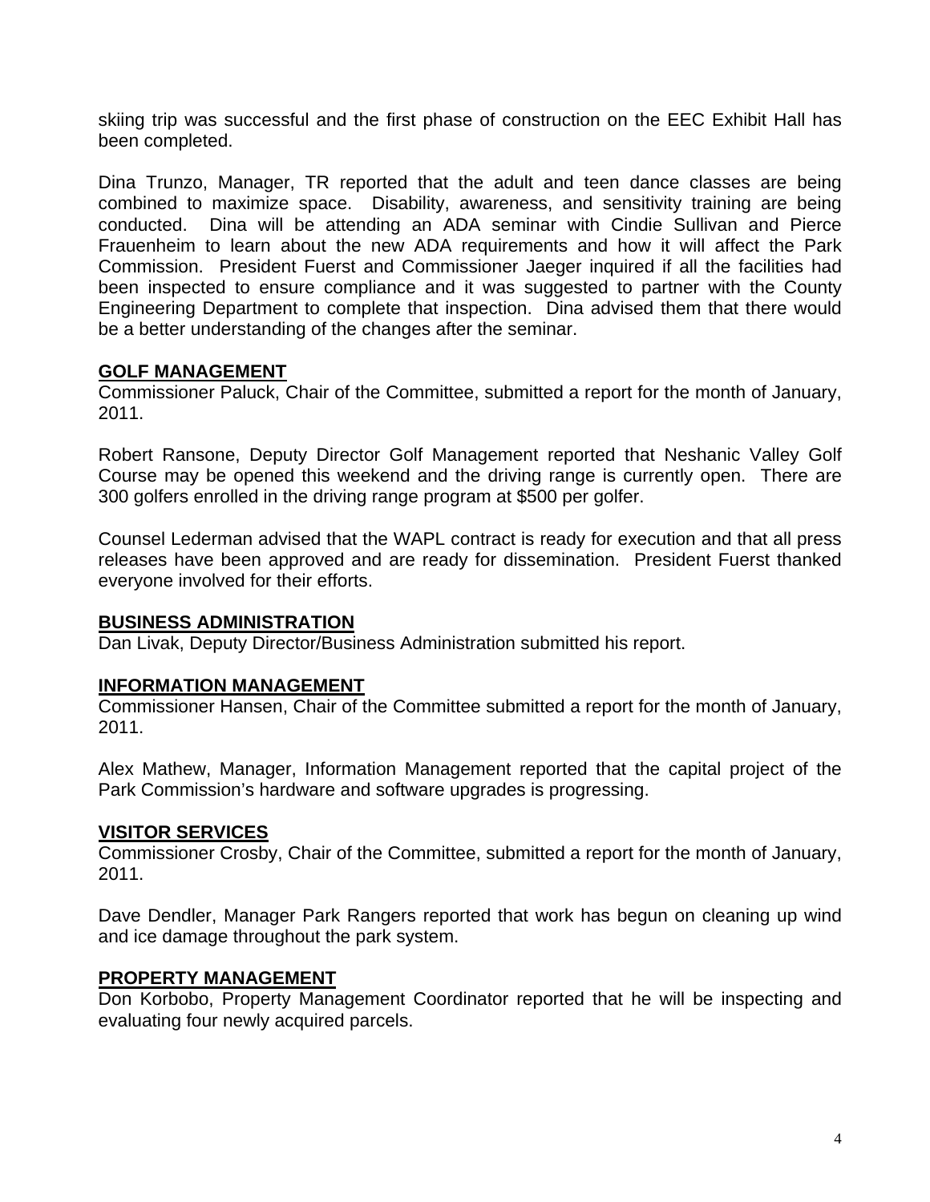skiing trip was successful and the first phase of construction on the EEC Exhibit Hall has been completed.

Dina Trunzo, Manager, TR reported that the adult and teen dance classes are being combined to maximize space. Disability, awareness, and sensitivity training are being conducted. Dina will be attending an ADA seminar with Cindie Sullivan and Pierce Frauenheim to learn about the new ADA requirements and how it will affect the Park Commission. President Fuerst and Commissioner Jaeger inquired if all the facilities had been inspected to ensure compliance and it was suggested to partner with the County Engineering Department to complete that inspection. Dina advised them that there would be a better understanding of the changes after the seminar.

## GOLF MANAGEMENT

Commissioner Paluck, Chair of the Committee, submitted a report for the month of January, 2011.

Robert Ransone, Deputy Director Golf Management reported that Neshanic Valley Golf Course may be opened this weekend and the driving range is currently open. There are 300 golfers enrolled in the driving range program at $500 per golfer.

Counsel Lederman advised that the WAPL contract is ready for execution and that all press releases have been approved and are ready for dissemination. President Fuerst thanked everyone involved for their efforts.

## BUSINESS ADMINISTRATION

Dan Livak, Deputy Director/Business Administration submitted his report.

## INFORMATION MANAGEMENT

Commissioner Hansen, Chair of the Committee submitted a report for the month of January, 2011.

Alex Mathew, Manager, Information Management reported that the capital project of the Park Commission's hardware and software upgrades is progressing.

## VISITOR SERVICES

Commissioner Crosby, Chair of the Committee, submitted a report for the month of January, 2011.

Dave Dendler, Manager Park Rangers reported that work has begun on cleaning up wind and ice damage throughout the park system.

## PROPERTY MANAGEMENT

Don Korbobo, Property Management Coordinator reported that he will be inspecting and evaluating four newly acquired parcels.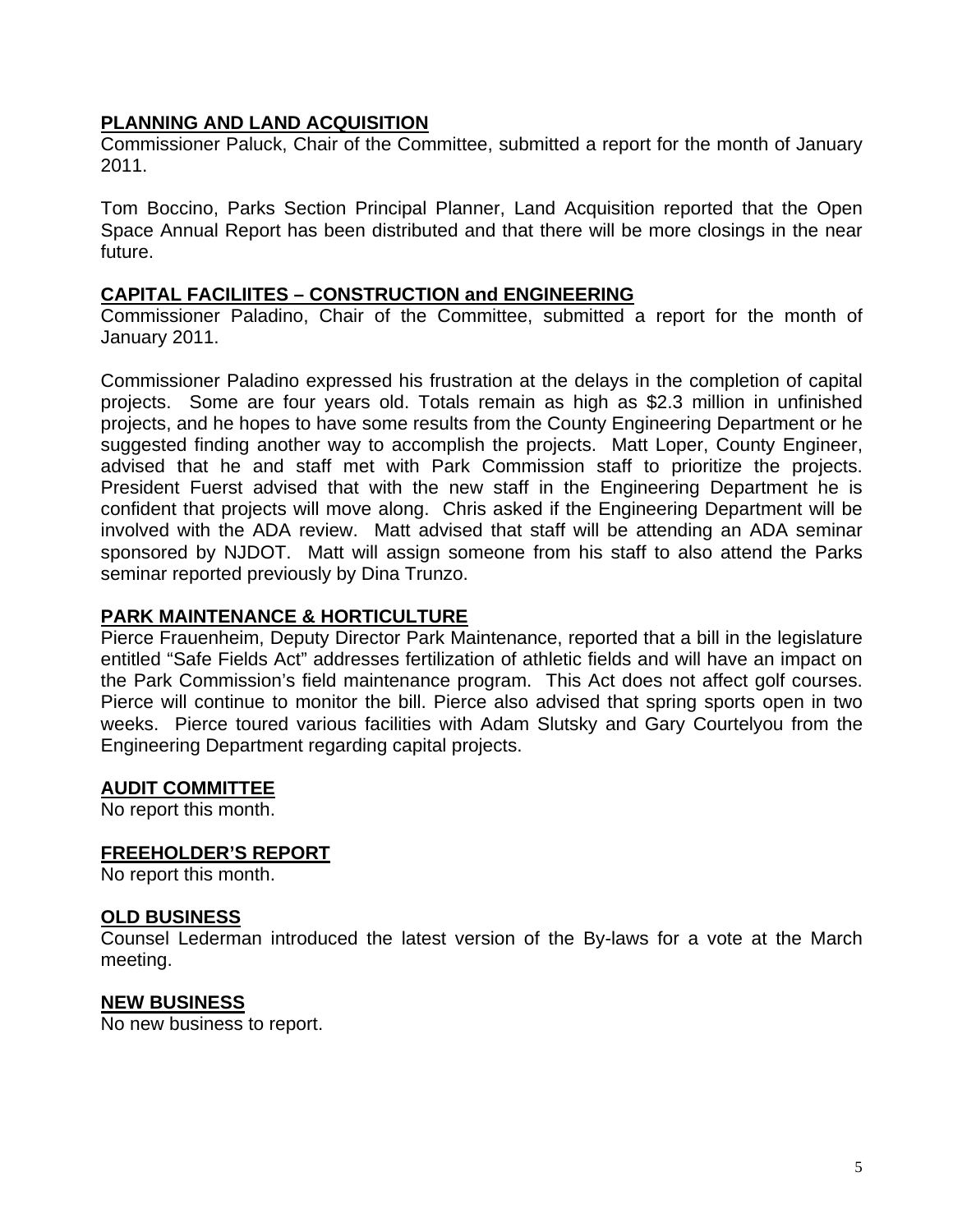## PLANNING AND LAND ACQUISITION

Commissioner Paluck, Chair of the Committee, submitted a report for the month of January 2011.

Tom Boccino, Parks Section Principal Planner, Land Acquisition reported that the Open Space Annual Report has been distributed and that there will be more closings in the near future.

## CAPITAL FACILIITES – CONSTRUCTION and ENGINEERING

Commissioner Paladino, Chair of the Committee, submitted a report for the month of January 2011.

Commissioner Paladino expressed his frustration at the delays in the completion of capital projects. Some are four years old. Totals remain as high as $2.3 million in unfinished projects, and he hopes to have some results from the County Engineering Department or he suggested finding another way to accomplish the projects. Matt Loper, County Engineer, advised that he and staff met with Park Commission staff to prioritize the projects. President Fuerst advised that with the new staff in the Engineering Department he is confident that projects will move along. Chris asked if the Engineering Department will be involved with the ADA review. Matt advised that staff will be attending an ADA seminar sponsored by NJDOT. Matt will assign someone from his staff to also attend the Parks seminar reported previously by Dina Trunzo.

## PARK MAINTENANCE & HORTICULTURE

Pierce Frauenheim, Deputy Director Park Maintenance, reported that a bill in the legislature entitled "Safe Fields Act" addresses fertilization of athletic fields and will have an impact on the Park Commission's field maintenance program. This Act does not affect golf courses. Pierce will continue to monitor the bill. Pierce also advised that spring sports open in two weeks. Pierce toured various facilities with Adam Slutsky and Gary Courtelyou from the Engineering Department regarding capital projects.

## AUDIT COMMITTEE

No report this month.

## FREEHOLDER'S REPORT

No report this month.

## OLD BUSINESS

Counsel Lederman introduced the latest version of the By-laws for a vote at the March meeting.

## NEW BUSINESS

No new business to report.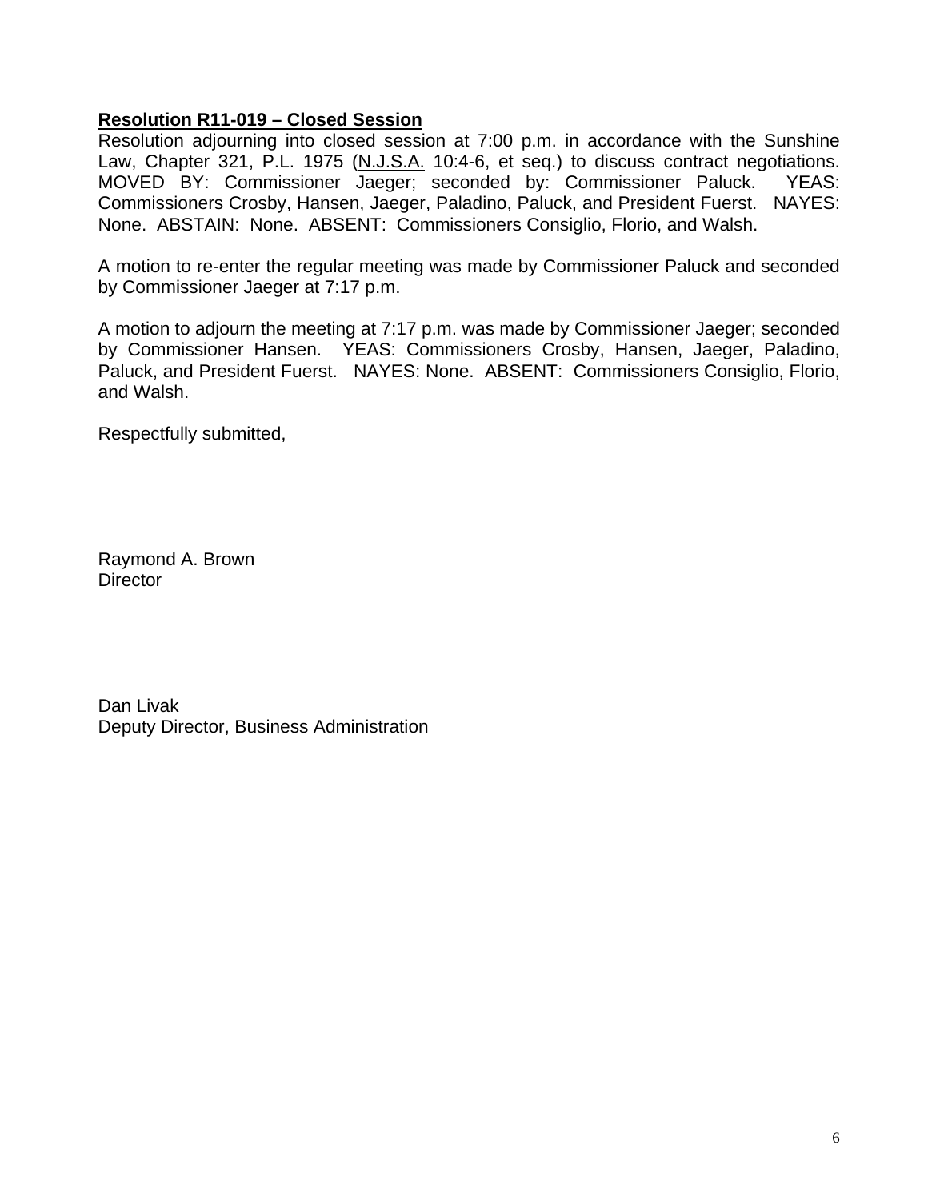**Resolution R11-019 – Closed Session**

Resolution adjourning into closed session at 7:00 p.m. in accordance with the Sunshine Law, Chapter 321, P.L. 1975 (N.J.S.A. 10:4-6, et seq.) to discuss contract negotiations. MOVED BY: Commissioner Jaeger; seconded by: Commissioner Paluck. YEAS: Commissioners Crosby, Hansen, Jaeger, Paladino, Paluck, and President Fuerst. NAYES: None. ABSTAIN: None. ABSENT: Commissioners Consiglio, Florio, and Walsh.

A motion to re-enter the regular meeting was made by Commissioner Paluck and seconded by Commissioner Jaeger at 7:17 p.m.

A motion to adjourn the meeting at 7:17 p.m. was made by Commissioner Jaeger; seconded by Commissioner Hansen. YEAS: Commissioners Crosby, Hansen, Jaeger, Paladino, Paluck, and President Fuerst. NAYES: None. ABSENT: Commissioners Consiglio, Florio, and Walsh.

Respectfully submitted,

Raymond A. Brown
Director

Dan Livak
Deputy Director, Business Administration